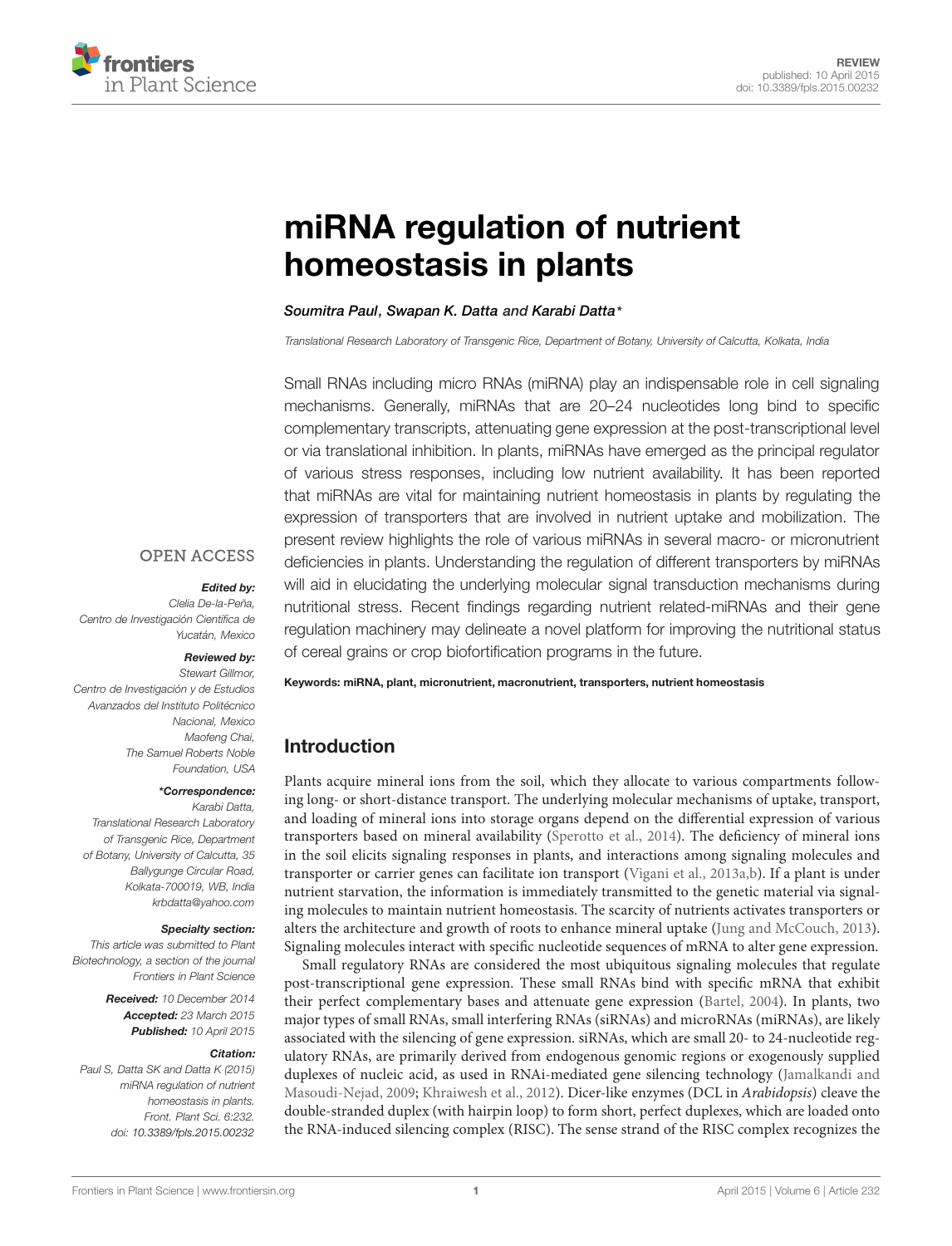REVIEW
published: 10 April 2015
doi: 10.3389/fpls.2015.00232

# miRNA regulation of nutrient homeostasis in plants

*Soumitra Paul, Swapan K. Datta and Karabi Datta\**

*Translational Research Laboratory of Transgenic Rice, Department of Botany, University of Calcutta, Kolkata, India*

Small RNAs including micro RNAs (miRNA) play an indispensable role in cell signaling mechanisms. Generally, miRNAs that are 20–24 nucleotides long bind to specific complementary transcripts, attenuating gene expression at the post-transcriptional level or via translational inhibition. In plants, miRNAs have emerged as the principal regulator of various stress responses, including low nutrient availability. It has been reported that miRNAs are vital for maintaining nutrient homeostasis in plants by regulating the expression of transporters that are involved in nutrient uptake and mobilization. The present review highlights the role of various miRNAs in several macro- or micronutrient deficiencies in plants. Understanding the regulation of different transporters by miRNAs will aid in elucidating the underlying molecular signal transduction mechanisms during nutritional stress. Recent findings regarding nutrient related-miRNAs and their gene regulation machinery may delineate a novel platform for improving the nutritional status of cereal grains or crop biofortification programs in the future.

**Keywords: miRNA, plant, micronutrient, macronutrient, transporters, nutrient homeostasis**

OPEN ACCESS

***Edited by:***
*Clelia De-la-Peña, Centro de Investigación Científica de Yucatán, Mexico*

***Reviewed by:***
*Stewart Gillmor, Centro de Investigación y de Estudios Avanzados del Instituto Politécnico Nacional, Mexico*
*Maofeng Chai, The Samuel Roberts Noble Foundation, USA*

***\*Correspondence:***
*Karabi Datta, Translational Research Laboratory of Transgenic Rice, Department of Botany, University of Calcutta, 35 Ballygunge Circular Road, Kolkata-700019, WB, India*
*krbdatta@yahoo.com*

***Specialty section:***
*This article was submitted to Plant Biotechnology, a section of the journal Frontiers in Plant Science*

***Received:*** *10 December 2014*
***Accepted:*** *23 March 2015*
***Published:*** *10 April 2015*

***Citation:***
*Paul S, Datta SK and Datta K (2015) miRNA regulation of nutrient homeostasis in plants. Front. Plant Sci. 6:232. doi: 10.3389/fpls.2015.00232*

## Introduction

Plants acquire mineral ions from the soil, which they allocate to various compartments following long- or short-distance transport. The underlying molecular mechanisms of uptake, transport, and loading of mineral ions into storage organs depend on the differential expression of various transporters based on mineral availability (Sperotto et al., 2014). The deficiency of mineral ions in the soil elicits signaling responses in plants, and interactions among signaling molecules and transporter or carrier genes can facilitate ion transport (Vigani et al., 2013a,b). If a plant is under nutrient starvation, the information is immediately transmitted to the genetic material via signaling molecules to maintain nutrient homeostasis. The scarcity of nutrients activates transporters or alters the architecture and growth of roots to enhance mineral uptake (Jung and McCouch, 2013). Signaling molecules interact with specific nucleotide sequences of mRNA to alter gene expression.

Small regulatory RNAs are considered the most ubiquitous signaling molecules that regulate post-transcriptional gene expression. These small RNAs bind with specific mRNA that exhibit their perfect complementary bases and attenuate gene expression (Bartel, 2004). In plants, two major types of small RNAs, small interfering RNAs (siRNAs) and microRNAs (miRNAs), are likely associated with the silencing of gene expression. siRNAs, which are small 20- to 24-nucleotide regulatory RNAs, are primarily derived from endogenous genomic regions or exogenously supplied duplexes of nucleic acid, as used in RNAi-mediated gene silencing technology (Jamalkandi and Masoudi-Nejad, 2009; Khraiwesh et al., 2012). Dicer-like enzymes (DCL in *Arabidopsis*) cleave the double-stranded duplex (with hairpin loop) to form short, perfect duplexes, which are loaded onto the RNA-induced silencing complex (RISC). The sense strand of the RISC complex recognizes the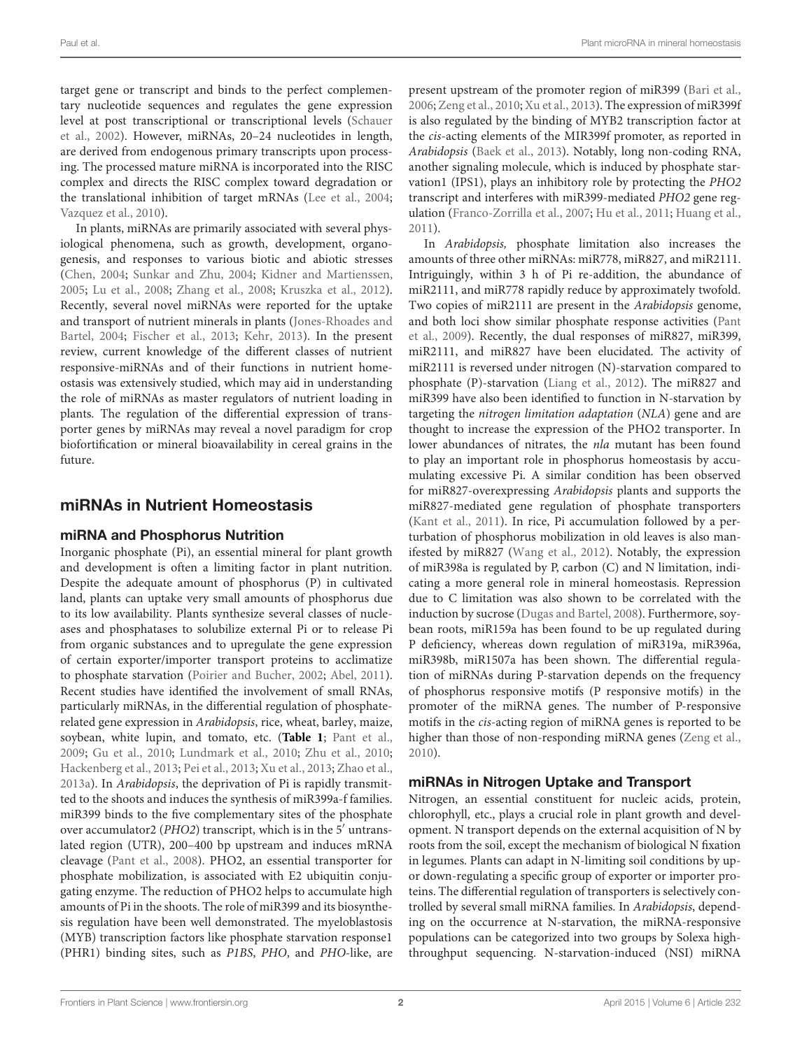target gene or transcript and binds to the perfect complementary nucleotide sequences and regulates the gene expression level at post transcriptional or transcriptional levels (Schauer et al., 2002). However, miRNAs, 20–24 nucleotides in length, are derived from endogenous primary transcripts upon processing. The processed mature miRNA is incorporated into the RISC complex and directs the RISC complex toward degradation or the translational inhibition of target mRNAs (Lee et al., 2004; Vazquez et al., 2010).

In plants, miRNAs are primarily associated with several physiological phenomena, such as growth, development, organogenesis, and responses to various biotic and abiotic stresses (Chen, 2004; Sunkar and Zhu, 2004; Kidner and Martienssen, 2005; Lu et al., 2008; Zhang et al., 2008; Kruszka et al., 2012). Recently, several novel miRNAs were reported for the uptake and transport of nutrient minerals in plants (Jones-Rhoades and Bartel, 2004; Fischer et al., 2013; Kehr, 2013). In the present review, current knowledge of the different classes of nutrient responsive-miRNAs and of their functions in nutrient homeostasis was extensively studied, which may aid in understanding the role of miRNAs as master regulators of nutrient loading in plants. The regulation of the differential expression of transporter genes by miRNAs may reveal a novel paradigm for crop biofortification or mineral bioavailability in cereal grains in the future.

## miRNAs in Nutrient Homeostasis

### miRNA and Phosphorus Nutrition

Inorganic phosphate (Pi), an essential mineral for plant growth and development is often a limiting factor in plant nutrition. Despite the adequate amount of phosphorus (P) in cultivated land, plants can uptake very small amounts of phosphorus due to its low availability. Plants synthesize several classes of nucleases and phosphatases to solubilize external Pi or to release Pi from organic substances and to upregulate the gene expression of certain exporter/importer transport proteins to acclimatize to phosphate starvation (Poirier and Bucher, 2002; Abel, 2011). Recent studies have identified the involvement of small RNAs, particularly miRNAs, in the differential regulation of phosphate-related gene expression in *Arabidopsis*, rice, wheat, barley, maize, soybean, white lupin, and tomato, etc. (**Table 1**; Pant et al., 2009; Gu et al., 2010; Lundmark et al., 2010; Zhu et al., 2010; Hackenberg et al., 2013; Pei et al., 2013; Xu et al., 2013; Zhao et al., 2013a). In *Arabidopsis*, the deprivation of Pi is rapidly transmitted to the shoots and induces the synthesis of miR399a-f families. miR399 binds to the five complementary sites of the phosphate over accumulator2 (*PHO2*) transcript, which is in the 5′ untranslated region (UTR), 200–400 bp upstream and induces mRNA cleavage (Pant et al., 2008). PHO2, an essential transporter for phosphate mobilization, is associated with E2 ubiquitin conjugating enzyme. The reduction of PHO2 helps to accumulate high amounts of Pi in the shoots. The role of miR399 and its biosynthesis regulation have been well demonstrated. The myeloblastosis (MYB) transcription factors like phosphate starvation response1 (PHR1) binding sites, such as *P1BS*, *PHO*, and *PHO*-like, are present upstream of the promoter region of miR399 (Bari et al., 2006; Zeng et al., 2010; Xu et al., 2013). The expression of miR399f is also regulated by the binding of MYB2 transcription factor at the *cis*-acting elements of the MIR399f promoter, as reported in *Arabidopsis* (Baek et al., 2013). Notably, long non-coding RNA, another signaling molecule, which is induced by phosphate starvation1 (IPS1), plays an inhibitory role by protecting the *PHO2* transcript and interferes with miR399-mediated *PHO2* gene regulation (Franco-Zorrilla et al., 2007; Hu et al., 2011; Huang et al., 2011).

In *Arabidopsis,* phosphate limitation also increases the amounts of three other miRNAs: miR778, miR827, and miR2111. Intriguingly, within 3 h of Pi re-addition, the abundance of miR2111, and miR778 rapidly reduce by approximately twofold. Two copies of miR2111 are present in the *Arabidopsis* genome, and both loci show similar phosphate response activities (Pant et al., 2009). Recently, the dual responses of miR827, miR399, miR2111, and miR827 have been elucidated. The activity of miR2111 is reversed under nitrogen (N)-starvation compared to phosphate (P)-starvation (Liang et al., 2012). The miR827 and miR399 have also been identified to function in N-starvation by targeting the *nitrogen limitation adaptation* (*NLA*) gene and are thought to increase the expression of the PHO2 transporter. In lower abundances of nitrates, the *nla* mutant has been found to play an important role in phosphorus homeostasis by accumulating excessive Pi. A similar condition has been observed for miR827-overexpressing *Arabidopsis* plants and supports the miR827-mediated gene regulation of phosphate transporters (Kant et al., 2011). In rice, Pi accumulation followed by a perturbation of phosphorus mobilization in old leaves is also manifested by miR827 (Wang et al., 2012). Notably, the expression of miR398a is regulated by P, carbon (C) and N limitation, indicating a more general role in mineral homeostasis. Repression due to C limitation was also shown to be correlated with the induction by sucrose (Dugas and Bartel, 2008). Furthermore, soybean roots, miR159a has been found to be up regulated during P deficiency, whereas down regulation of miR319a, miR396a, miR398b, miR1507a has been shown. The differential regulation of miRNAs during P-starvation depends on the frequency of phosphorus responsive motifs (P responsive motifs) in the promoter of the miRNA genes. The number of P-responsive motifs in the *cis*-acting region of miRNA genes is reported to be higher than those of non-responding miRNA genes (Zeng et al., 2010).

### miRNAs in Nitrogen Uptake and Transport

Nitrogen, an essential constituent for nucleic acids, protein, chlorophyll, etc., plays a crucial role in plant growth and development. N transport depends on the external acquisition of N by roots from the soil, except the mechanism of biological N fixation in legumes. Plants can adapt in N-limiting soil conditions by up- or down-regulating a specific group of exporter or importer proteins. The differential regulation of transporters is selectively controlled by several small miRNA families. In *Arabidopsis*, depending on the occurrence at N-starvation, the miRNA-responsive populations can be categorized into two groups by Solexa high-throughput sequencing. N-starvation-induced (NSI) miRNA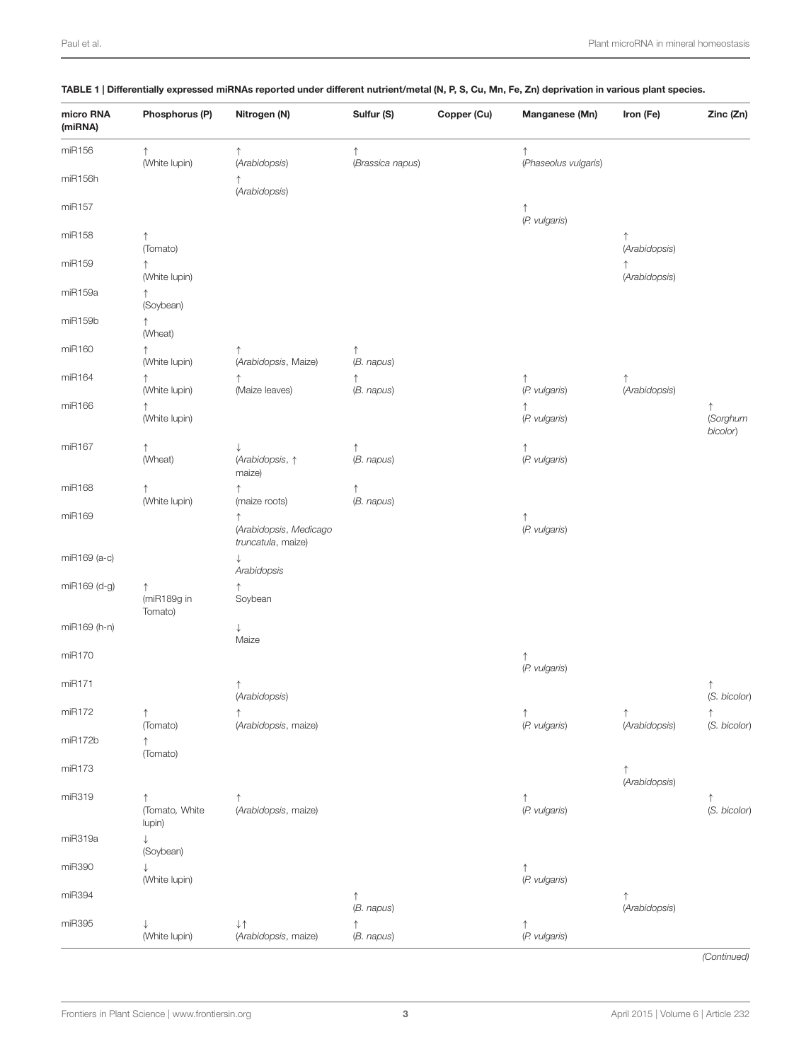**TABLE 1 | Differentially expressed miRNAs reported under different nutrient/metal (N, P, S, Cu, Mn, Fe, Zn) deprivation in various plant species.**

| micro RNA (miRNA) | Phosphorus (P) | Nitrogen (N) | Sulfur (S) | Copper (Cu) | Manganese (Mn) | Iron (Fe) | Zinc (Zn) |
|---|---|---|---|---|---|---|---|
| miR156 | ↑ (White lupin) | ↑ (*Arabidopsis*) | ↑ (*Brassica napus*) | | ↑ (*Phaseolus vulgaris*) | | |
| miR156h | | ↑ (*Arabidopsis*) | | | | | |
| miR157 | | | | | ↑ (*P. vulgaris*) | | |
| miR158 | ↑ (Tomato) | | | | | ↑ (*Arabidopsis*) | |
| miR159 | ↑ (White lupin) | | | | | ↑ (*Arabidopsis*) | |
| miR159a | ↑ (Soybean) | | | | | | |
| miR159b | ↑ (Wheat) | | | | | | |
| miR160 | ↑ (White lupin) | ↑ (*Arabidopsis*, Maize) | ↑ (*B. napus*) | | | | |
| miR164 | ↑ (White lupin) | ↑ (Maize leaves) | ↑ (*B. napus*) | | ↑ (*P. vulgaris*) | ↑ (*Arabidopsis*) | |
| miR166 | ↑ (White lupin) | | | | ↑ (*P. vulgaris*) | | ↑ (*Sorghum bicolor*) |
| miR167 | ↑ (Wheat) | ↓ (*Arabidopsis*, ↑ maize) | ↑ (*B. napus*) | | ↑ (*P. vulgaris*) | | |
| miR168 | ↑ (White lupin) | ↑ (maize roots) | ↑ (*B. napus*) | | | | |
| miR169 | | ↑ (*Arabidopsis*, *Medicago truncatula*, maize) | | | ↑ (*P. vulgaris*) | | |
| miR169 (a-c) | | ↓ *Arabidopsis* | | | | | |
| miR169 (d-g) | ↑ (miR189g in Tomato) | ↑ Soybean | | | | | |
| miR169 (h-n) | | ↓ Maize | | | | | |
| miR170 | | | | | ↑ (*P. vulgaris*) | | |
| miR171 | | ↑ (*Arabidopsis*) | | | | | ↑ (*S. bicolor*) |
| miR172 | ↑ (Tomato) | ↑ (*Arabidopsis*, maize) | | | ↑ (*P. vulgaris*) | ↑ (*Arabidopsis*) | ↑ (*S. bicolor*) |
| miR172b | ↑ (Tomato) | | | | | | |
| miR173 | | | | | | ↑ (*Arabidopsis*) | |
| miR319 | ↑ (Tomato, White lupin) | ↑ (*Arabidopsis*, maize) | | | ↑ (*P. vulgaris*) | | ↑ (*S. bicolor*) |
| miR319a | ↓ (Soybean) | | | | | | |
| miR390 | ↓ (White lupin) | | | | ↑ (*P. vulgaris*) | | |
| miR394 | | | ↑ (*B. napus*) | | | ↑ (*Arabidopsis*) | |
| miR395 | ↓ (White lupin) | ↓↑ (*Arabidopsis*, maize) | ↑ (*B. napus*) | | ↑ (*P. vulgaris*) | | |

*(Continued)*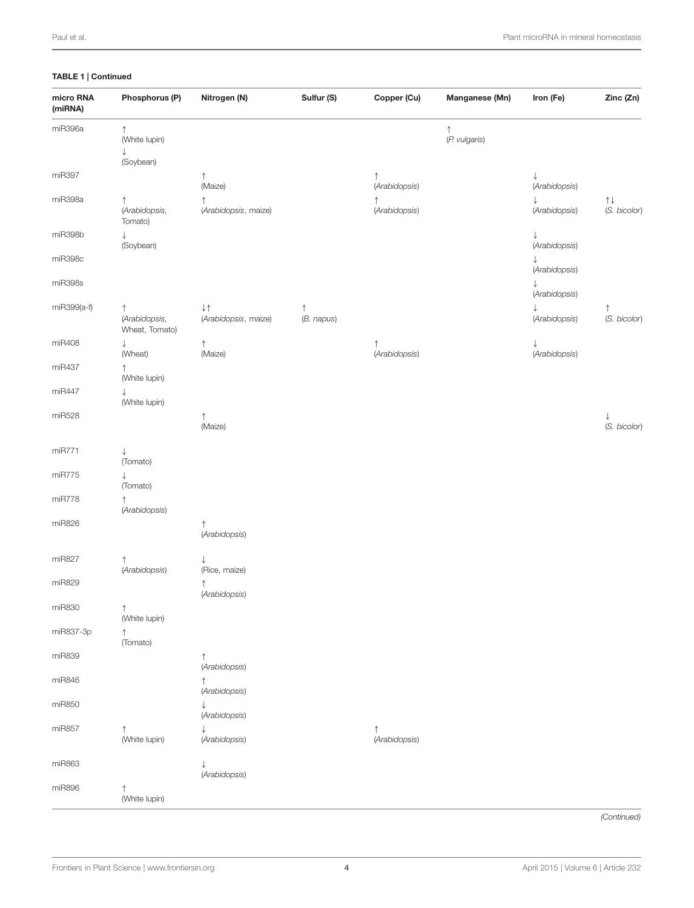**TABLE 1 | Continued**

| micro RNA (miRNA) | Phosphorus (P) | Nitrogen (N) | Sulfur (S) | Copper (Cu) | Manganese (Mn) | Iron (Fe) | Zinc (Zn) |
|---|---|---|---|---|---|---|---|
| miR396a | ↑ (White lupin) ↓ (Soybean) | | | | ↑ (*P. vulgaris*) | | |
| miR397 | | ↑ (Maize) | | ↑ (*Arabidopsis*) | | ↓ (*Arabidopsis*) | |
| miR398a | ↑ (*Arabidopsis*, Tomato) | ↑ (*Arabidopsis*, maize) | | ↑ (*Arabidopsis*) | | ↓ (*Arabidopsis*) | ↑↓ (*S. bicolor*) |
| miR398b | ↓ (Soybean) | | | | | ↓ (*Arabidopsis*) | |
| miR398c | | | | | | ↓ (*Arabidopsis*) | |
| miR398s | | | | | | ↓ (*Arabidopsis*) | |
| miR399(a-f) | ↑ (*Arabidopsis*, Wheat, Tomato) | ↓↑ (*Arabidopsis*, maize) | ↑ (*B. napus*) | | | ↓ (*Arabidopsis*) | ↑ (*S. bicolor*) |
| miR408 | ↓ (Wheat) | ↑ (Maize) | | ↑ (*Arabidopsis*) | | ↓ (*Arabidopsis*) | |
| miR437 | ↑ (White lupin) | | | | | | |
| miR447 | ↓ (White lupin) | | | | | | |
| miR528 | | ↑ (Maize) | | | | | ↓ (*S. bicolor*) |
| miR771 | ↓ (Tomato) | | | | | | |
| miR775 | ↓ (Tomato) | | | | | | |
| miR778 | ↑ (*Arabidopsis*) | | | | | | |
| miR826 | | ↑ (*Arabidopsis*) | | | | | |
| miR827 | ↑ (*Arabidopsis*) | ↓ (Rice, maize) | | | | | |
| miR829 | | ↑ (*Arabidopsis*) | | | | | |
| miR830 | ↑ (White lupin) | | | | | | |
| miR837-3p | ↑ (Tomato) | | | | | | |
| miR839 | | ↑ (*Arabidopsis*) | | | | | |
| miR846 | | ↑ (*Arabidopsis*) | | | | | |
| miR850 | | ↓ (*Arabidopsis*) | | | | | |
| miR857 | ↑ (White lupin) | ↓ (*Arabidopsis*) | | ↑ (*Arabidopsis*) | | | |
| miR863 | | ↓ (*Arabidopsis*) | | | | | |
| miR896 | ↑ (White lupin) | | | | | | |

*(Continued)*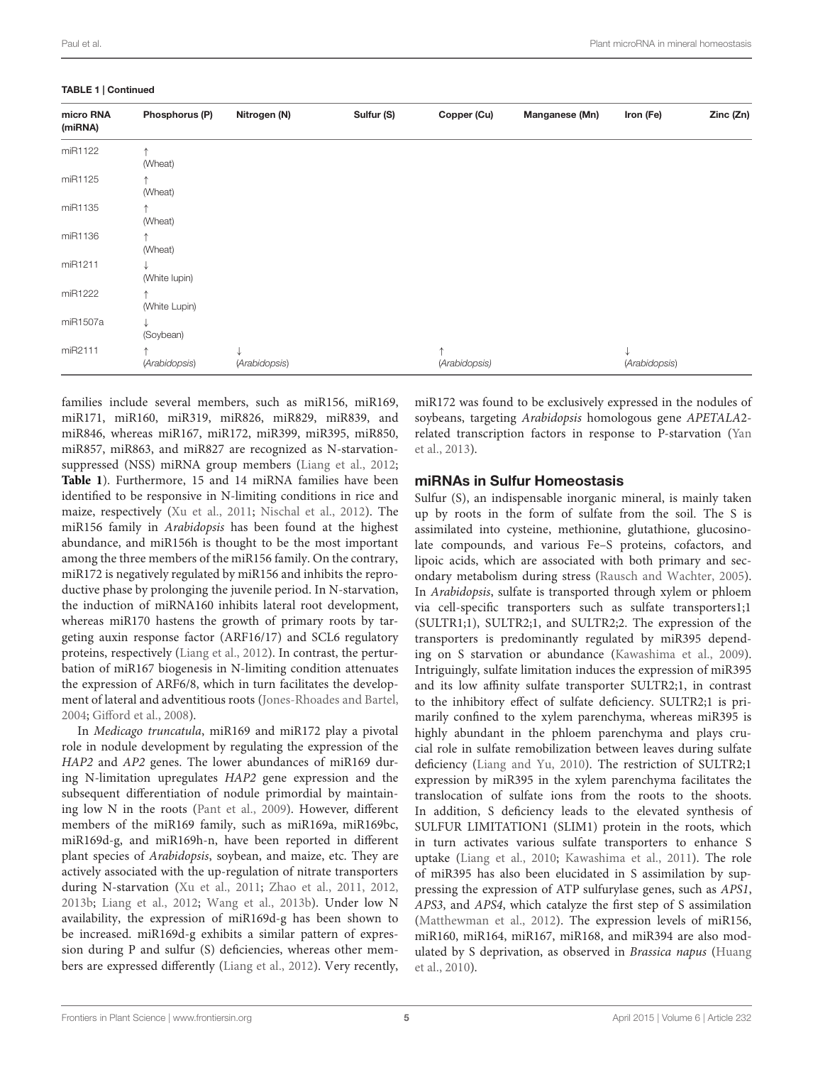**TABLE 1 | Continued**

| micro RNA (miRNA) | Phosphorus (P) | Nitrogen (N) | Sulfur (S) | Copper (Cu) | Manganese (Mn) | Iron (Fe) | Zinc (Zn) |
|---|---|---|---|---|---|---|---|
| miR1122 | ↑ (Wheat) | | | | | | |
| miR1125 | ↑ (Wheat) | | | | | | |
| miR1135 | ↑ (Wheat) | | | | | | |
| miR1136 | ↑ (Wheat) | | | | | | |
| miR1211 | ↓ (White lupin) | | | | | | |
| miR1222 | ↑ (White Lupin) | | | | | | |
| miR1507a | ↓ (Soybean) | | | | | | |
| miR2111 | ↑ (*Arabidopsis*) | ↓ (*Arabidopsis*) | | ↑ (*Arabidopsis*) | | ↓ (*Arabidopsis*) | |

families include several members, such as miR156, miR169, miR171, miR160, miR319, miR826, miR829, miR839, and miR846, whereas miR167, miR172, miR399, miR395, miR850, miR857, miR863, and miR827 are recognized as N-starvation-suppressed (NSS) miRNA group members (Liang et al., 2012; **Table 1**). Furthermore, 15 and 14 miRNA families have been identified to be responsive in N-limiting conditions in rice and maize, respectively (Xu et al., 2011; Nischal et al., 2012). The miR156 family in *Arabidopsis* has been found at the highest abundance, and miR156h is thought to be the most important among the three members of the miR156 family. On the contrary, miR172 is negatively regulated by miR156 and inhibits the reproductive phase by prolonging the juvenile period. In N-starvation, the induction of miRNA160 inhibits lateral root development, whereas miR170 hastens the growth of primary roots by targeting auxin response factor (ARF16/17) and SCL6 regulatory proteins, respectively (Liang et al., 2012). In contrast, the perturbation of miR167 biogenesis in N-limiting condition attenuates the expression of ARF6/8, which in turn facilitates the development of lateral and adventitious roots (Jones-Rhoades and Bartel, 2004; Gifford et al., 2008).

In *Medicago truncatula*, miR169 and miR172 play a pivotal role in nodule development by regulating the expression of the *HAP2* and *AP2* genes. The lower abundances of miR169 during N-limitation upregulates *HAP2* gene expression and the subsequent differentiation of nodule primordial by maintaining low N in the roots (Pant et al., 2009). However, different members of the miR169 family, such as miR169a, miR169bc, miR169d-g, and miR169h-n, have been reported in different plant species of *Arabidopsis*, soybean, and maize, etc. They are actively associated with the up-regulation of nitrate transporters during N-starvation (Xu et al., 2011; Zhao et al., 2011, 2012, 2013b; Liang et al., 2012; Wang et al., 2013b). Under low N availability, the expression of miR169d-g has been shown to be increased. miR169d-g exhibits a similar pattern of expression during P and sulfur (S) deficiencies, whereas other members are expressed differently (Liang et al., 2012). Very recently, miR172 was found to be exclusively expressed in the nodules of soybeans, targeting *Arabidopsis* homologous gene *APETALA2*-related transcription factors in response to P-starvation (Yan et al., 2013).

## miRNAs in Sulfur Homeostasis

Sulfur (S), an indispensable inorganic mineral, is mainly taken up by roots in the form of sulfate from the soil. The S is assimilated into cysteine, methionine, glutathione, glucosinolate compounds, and various Fe–S proteins, cofactors, and lipoic acids, which are associated with both primary and secondary metabolism during stress (Rausch and Wachter, 2005). In *Arabidopsis*, sulfate is transported through xylem or phloem via cell-specific transporters such as sulfate transporters1;1 (SULTR1;1), SULTR2;1, and SULTR2;2. The expression of the transporters is predominantly regulated by miR395 depending on S starvation or abundance (Kawashima et al., 2009). Intriguingly, sulfate limitation induces the expression of miR395 and its low affinity sulfate transporter SULTR2;1, in contrast to the inhibitory effect of sulfate deficiency. SULTR2;1 is primarily confined to the xylem parenchyma, whereas miR395 is highly abundant in the phloem parenchyma and plays crucial role in sulfate remobilization between leaves during sulfate deficiency (Liang and Yu, 2010). The restriction of SULTR2;1 expression by miR395 in the xylem parenchyma facilitates the translocation of sulfate ions from the roots to the shoots. In addition, S deficiency leads to the elevated synthesis of SULFUR LIMITATION1 (SLIM1) protein in the roots, which in turn activates various sulfate transporters to enhance S uptake (Liang et al., 2010; Kawashima et al., 2011). The role of miR395 has also been elucidated in S assimilation by suppressing the expression of ATP sulfurylase genes, such as *APS1*, *APS3*, and *APS4*, which catalyze the first step of S assimilation (Matthewman et al., 2012). The expression levels of miR156, miR160, miR164, miR167, miR168, and miR394 are also modulated by S deprivation, as observed in *Brassica napus* (Huang et al., 2010).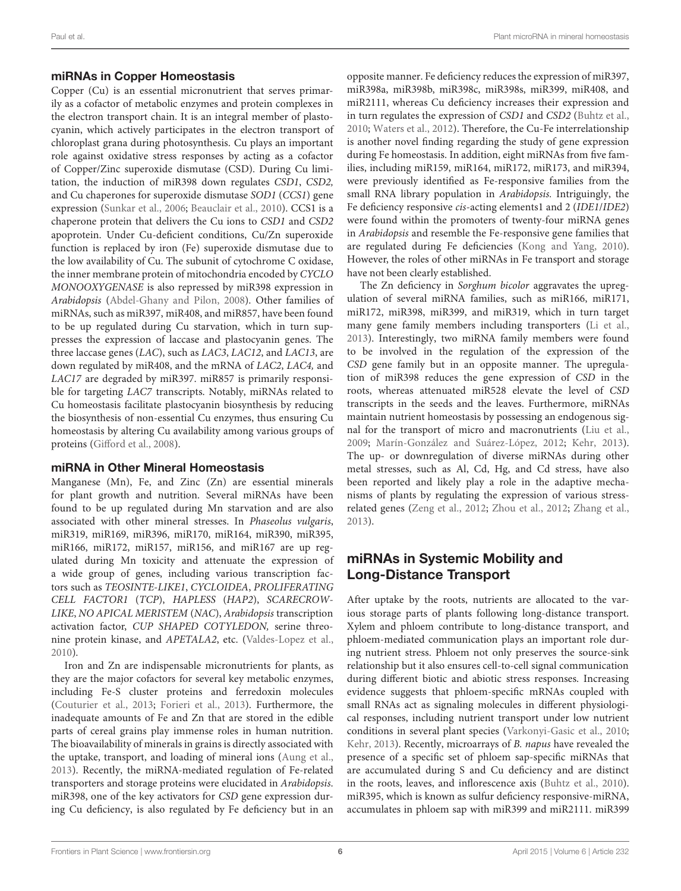### miRNAs in Copper Homeostasis

Copper (Cu) is an essential micronutrient that serves primarily as a cofactor of metabolic enzymes and protein complexes in the electron transport chain. It is an integral member of plastocyanin, which actively participates in the electron transport of chloroplast grana during photosynthesis. Cu plays an important role against oxidative stress responses by acting as a cofactor of Copper/Zinc superoxide dismutase (CSD). During Cu limitation, the induction of miR398 down regulates *CSD1*, *CSD2,* and Cu chaperones for superoxide dismutase *SOD1* (*CCS1*) gene expression (Sunkar et al., 2006; Beauclair et al., 2010). CCS1 is a chaperone protein that delivers the Cu ions to *CSD1* and *CSD2* apoprotein. Under Cu-deficient conditions, Cu/Zn superoxide function is replaced by iron (Fe) superoxide dismutase due to the low availability of Cu. The subunit of cytochrome C oxidase, the inner membrane protein of mitochondria encoded by *CYCLO MONOOXYGENASE* is also repressed by miR398 expression in *Arabidopsis* (Abdel-Ghany and Pilon, 2008). Other families of miRNAs, such as miR397, miR408, and miR857, have been found to be up regulated during Cu starvation, which in turn suppresses the expression of laccase and plastocyanin genes. The three laccase genes (*LAC*), such as *LAC3*, *LAC12*, and *LAC13*, are down regulated by miR408, and the mRNA of *LAC2*, *LAC4,* and *LAC17* are degraded by miR397. miR857 is primarily responsible for targeting *LAC7* transcripts. Notably, miRNAs related to Cu homeostasis facilitate plastocyanin biosynthesis by reducing the biosynthesis of non-essential Cu enzymes, thus ensuring Cu homeostasis by altering Cu availability among various groups of proteins (Gifford et al., 2008).

### miRNA in Other Mineral Homeostasis

Manganese (Mn), Fe, and Zinc (Zn) are essential minerals for plant growth and nutrition. Several miRNAs have been found to be up regulated during Mn starvation and are also associated with other mineral stresses. In *Phaseolus vulgaris*, miR319, miR169, miR396, miR170, miR164, miR390, miR395, miR166, miR172, miR157, miR156, and miR167 are up regulated during Mn toxicity and attenuate the expression of a wide group of genes, including various transcription factors such as *TEOSINTE-LIKE1*, *CYCLOIDEA*, *PROLIFERATING CELL FACTOR1* (*TCP*), *HAPLESS* (*HAP2*), *SCARECROW-LIKE*, *NO APICAL MERISTEM* (*NAC*), *Arabidopsis* transcription activation factor, *CUP SHAPED COTYLEDON,* serine threonine protein kinase, and *APETALA2*, etc. (Valdes-Lopez et al., 2010).

Iron and Zn are indispensable micronutrients for plants, as they are the major cofactors for several key metabolic enzymes, including Fe-S cluster proteins and ferredoxin molecules (Couturier et al., 2013; Forieri et al., 2013). Furthermore, the inadequate amounts of Fe and Zn that are stored in the edible parts of cereal grains play immense roles in human nutrition. The bioavailability of minerals in grains is directly associated with the uptake, transport, and loading of mineral ions (Aung et al., 2013). Recently, the miRNA-mediated regulation of Fe-related transporters and storage proteins were elucidated in *Arabidopsis*. miR398, one of the key activators for *CSD* gene expression during Cu deficiency, is also regulated by Fe deficiency but in an opposite manner. Fe deficiency reduces the expression of miR397, miR398a, miR398b, miR398c, miR398s, miR399, miR408, and miR2111, whereas Cu deficiency increases their expression and in turn regulates the expression of *CSD1* and *CSD2* (Buhtz et al., 2010; Waters et al., 2012). Therefore, the Cu-Fe interrelationship is another novel finding regarding the study of gene expression during Fe homeostasis. In addition, eight miRNAs from five families, including miR159, miR164, miR172, miR173, and miR394, were previously identified as Fe-responsive families from the small RNA library population in *Arabidopsis*. Intriguingly, the Fe deficiency responsive *cis*-acting elements1 and 2 (*IDE1*/*IDE2*) were found within the promoters of twenty-four miRNA genes in *Arabidopsis* and resemble the Fe-responsive gene families that are regulated during Fe deficiencies (Kong and Yang, 2010). However, the roles of other miRNAs in Fe transport and storage have not been clearly established.

The Zn deficiency in *Sorghum bicolor* aggravates the upregulation of several miRNA families, such as miR166, miR171, miR172, miR398, miR399, and miR319, which in turn target many gene family members including transporters (Li et al., 2013). Interestingly, two miRNA family members were found to be involved in the regulation of the expression of the *CSD* gene family but in an opposite manner. The upregulation of miR398 reduces the gene expression of *CSD* in the roots, whereas attenuated miR528 elevate the level of *CSD* transcripts in the seeds and the leaves. Furthermore, miRNAs maintain nutrient homeostasis by possessing an endogenous signal for the transport of micro and macronutrients (Liu et al., 2009; Marín-González and Suárez-López, 2012; Kehr, 2013). The up- or downregulation of diverse miRNAs during other metal stresses, such as Al, Cd, Hg, and Cd stress, have also been reported and likely play a role in the adaptive mechanisms of plants by regulating the expression of various stress-related genes (Zeng et al., 2012; Zhou et al., 2012; Zhang et al., 2013).

## miRNAs in Systemic Mobility and Long-Distance Transport

After uptake by the roots, nutrients are allocated to the various storage parts of plants following long-distance transport. Xylem and phloem contribute to long-distance transport, and phloem-mediated communication plays an important role during nutrient stress. Phloem not only preserves the source-sink relationship but it also ensures cell-to-cell signal communication during different biotic and abiotic stress responses. Increasing evidence suggests that phloem-specific mRNAs coupled with small RNAs act as signaling molecules in different physiological responses, including nutrient transport under low nutrient conditions in several plant species (Varkonyi-Gasic et al., 2010; Kehr, 2013). Recently, microarrays of *B. napus* have revealed the presence of a specific set of phloem sap-specific miRNAs that are accumulated during S and Cu deficiency and are distinct in the roots, leaves, and inflorescence axis (Buhtz et al., 2010). miR395, which is known as sulfur deficiency responsive-miRNA, accumulates in phloem sap with miR399 and miR2111. miR399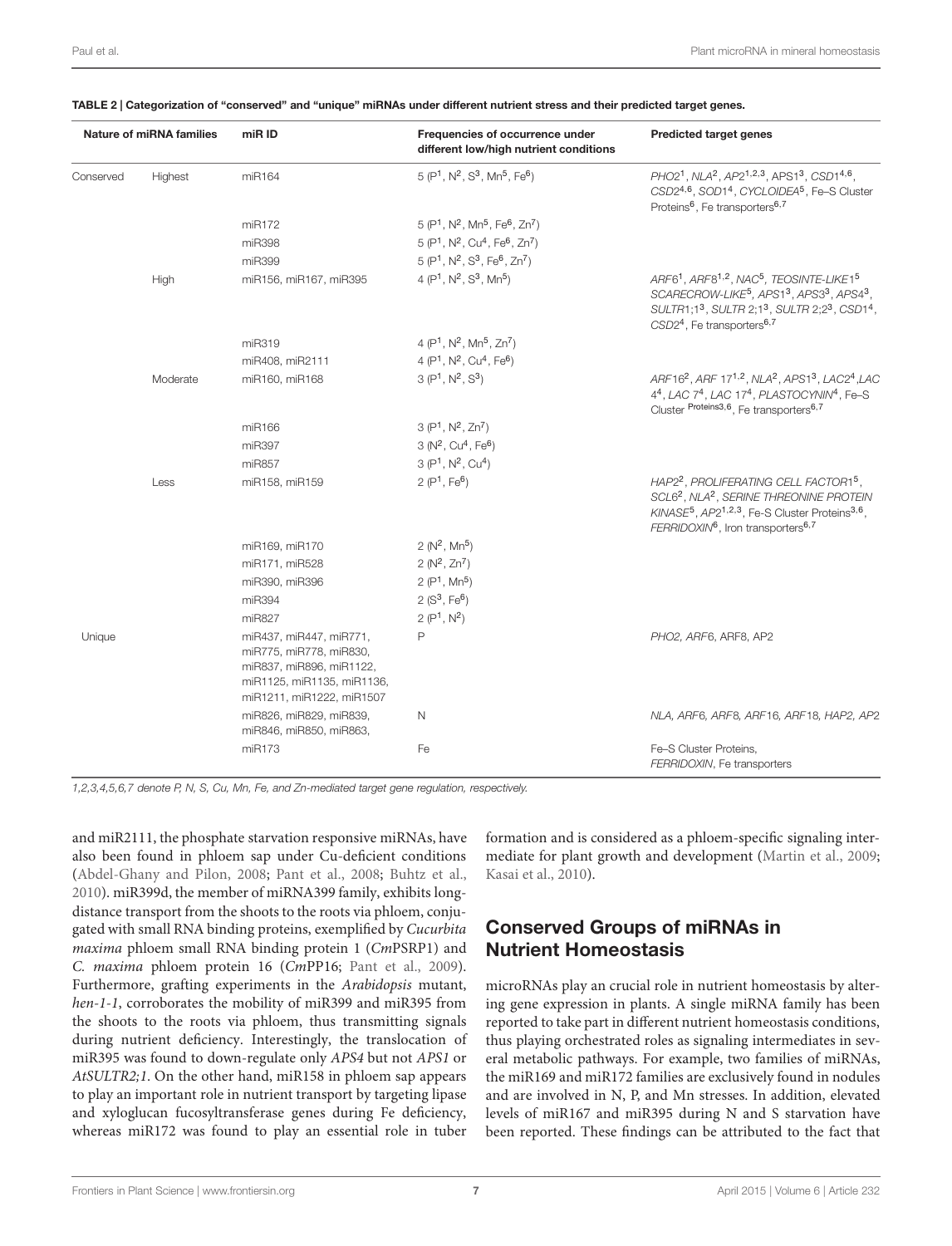**TABLE 2 | Categorization of "conserved" and "unique" miRNAs under different nutrient stress and their predicted target genes.**

| Nature of miRNA families | | miR ID | Frequencies of occurrence under different low/high nutrient conditions | Predicted target genes |
|---|---|---|---|---|
| Conserved | Highest | miR164 | 5 (P[1], N[2], S[3], Mn[5], Fe[6]) | *PHO2*[1], *NLA*[2], *AP2*[1,2,3], APS1[3], *CSD1*[4,6], *CSD2*[4,6], *SOD1*[4], *CYCLOIDEA*[5], Fe–S Cluster Proteins[6], Fe transporters[6,7] |
| | | miR172 | 5 (P[1], N[2], Mn[5], Fe[6], Zn[7]) | |
| | | miR398 | 5 (P[1], N[2], Cu[4], Fe[6], Zn[7]) | |
| | | miR399 | 5 (P[1], N[2], S[3], Fe[6], Zn[7]) | |
| | High | miR156, miR167, miR395 | 4 (P[1], N[2], S[3], Mn[5]) | *ARF6*[1], *ARF8*[1,2], *NAC*[5], *TEOSINTE-LIKE1*[5] *SCARECROW-LIKE*[5], *APS1*[3], *APS3*[3], *APS4*[3], *SULTR1;1*[3], *SULTR 2;1*[3], *SULTR 2;2*[3], *CSD1*[4], *CSD2*[4], Fe transporters[6,7] |
| | | miR319 | 4 (P[1], N[2], Mn[5], Zn[7]) | |
| | | miR408, miR2111 | 4 (P[1], N[2], Cu[4], Fe[6]) | |
| | Moderate | miR160, miR168 | 3 (P[1], N[2], S[3]) | *ARF16*[2], *ARF 17*[1,2], *NLA*[2], *APS1*[3], *LAC2*[4], *LAC 4*[4], *LAC 7*[4], *LAC 17*[4], *PLASTOCYNIN*[4], Fe–S Cluster Proteins[3,6], Fe transporters[6,7] |
| | | miR166 | 3 (P[1], N[2], Zn[7]) | |
| | | miR397 | 3 (N[2], Cu[4], Fe[6]) | |
| | | miR857 | 3 (P[1], N[2], Cu[4]) | |
| | Less | miR158, miR159 | 2 (P[1], Fe[6]) | *HAP2*[2], *PROLIFERATING CELL FACTOR1*[5], *SCL6*[2], *NLA*[2], *SERINE THREONINE PROTEIN KINASE*[5], *AP2*[1,2,3], Fe-S Cluster Proteins[3,6], *FERRIDOXIN*[6], Iron transporters[6,7] |
| | | miR169, miR170 | 2 (N[2], Mn[5]) | |
| | | miR171, miR528 | 2 (N[2], Zn[7]) | |
| | | miR390, miR396 | 2 (P[1], Mn[5]) | |
| | | miR394 | 2 (S[3], Fe[6]) | |
| | | miR827 | 2 (P[1], N[2]) | |
| Unique | | miR437, miR447, miR771, miR775, miR778, miR830, miR837, miR896, miR1122, miR1125, miR1135, miR1136, miR1211, miR1222, miR1507 | P | *PHO2*, *ARF6*, ARF8, AP2 |
| | | miR826, miR829, miR839, miR846, miR850, miR863, | N | *NLA*, *ARF6*, *ARF8*, *ARF16*, *ARF18*, *HAP2*, *AP2* |
| | | miR173 | Fe | Fe–S Cluster Proteins, *FERRIDOXIN*, Fe transporters |

*1,2,3,4,5,6,7 denote P, N, S, Cu, Mn, Fe, and Zn-mediated target gene regulation, respectively.*

and miR2111, the phosphate starvation responsive miRNAs, have also been found in phloem sap under Cu-deficient conditions (Abdel-Ghany and Pilon, 2008; Pant et al., 2008; Buhtz et al., 2010). miR399d, the member of miRNA399 family, exhibits long-distance transport from the shoots to the roots via phloem, conjugated with small RNA binding proteins, exemplified by *Cucurbita maxima* phloem small RNA binding protein 1 (*Cm*PSRP1) and *C. maxima* phloem protein 16 (*Cm*PP16; Pant et al., 2009). Furthermore, grafting experiments in the *Arabidopsis* mutant, *hen-1-1*, corroborates the mobility of miR399 and miR395 from the shoots to the roots via phloem, thus transmitting signals during nutrient deficiency. Interestingly, the translocation of miR395 was found to down-regulate only *APS4* but not *APS1* or *AtSULTR2;1*. On the other hand, miR158 in phloem sap appears to play an important role in nutrient transport by targeting lipase and xyloglucan fucosyltransferase genes during Fe deficiency, whereas miR172 was found to play an essential role in tuber formation and is considered as a phloem-specific signaling intermediate for plant growth and development (Martin et al., 2009; Kasai et al., 2010).

## Conserved Groups of miRNAs in Nutrient Homeostasis

microRNAs play an crucial role in nutrient homeostasis by altering gene expression in plants. A single miRNA family has been reported to take part in different nutrient homeostasis conditions, thus playing orchestrated roles as signaling intermediates in several metabolic pathways. For example, two families of miRNAs, the miR169 and miR172 families are exclusively found in nodules and are involved in N, P, and Mn stresses. In addition, elevated levels of miR167 and miR395 during N and S starvation have been reported. These findings can be attributed to the fact that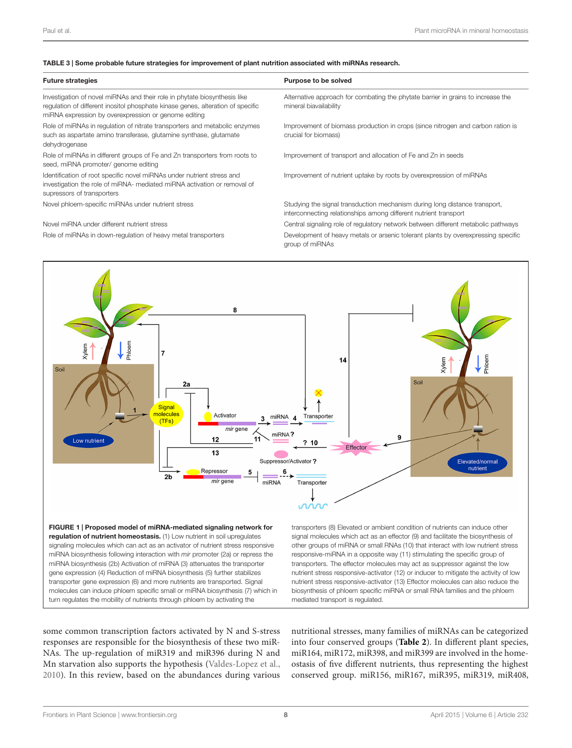**TABLE 3 | Some probable future strategies for improvement of plant nutrition associated with miRNAs research.**

| Future strategies | Purpose to be solved |
|---|---|
| Investigation of novel miRNAs and their role in phytate biosynthesis like regulation of different inositol phosphate kinase genes, alteration of specific miRNA expression by overexpression or genome editing | Alternative approach for combating the phytate barrier in grains to increase the mineral biavailability |
| Role of miRNAs in regulation of nitrate transporters and metabolic enzymes such as aspartate amino transferase, glutamine synthase, glutamate dehydrogenase | Improvement of biomass production in crops (since nitrogen and carbon ration is crucial for biomass) |
| Role of miRNAs in different groups of Fe and Zn transporters from roots to seed, miRNA promoter/ genome editing | Improvement of transport and allocation of Fe and Zn in seeds |
| Identification of root specific novel miRNAs under nutrient stress and investigation the role of miRNA- mediated miRNA activation or removal of supressors of transporters | Improvement of nutrient uptake by roots by overexpression of miRNAs |
| Novel phloem-specific miRNAs under nutrient stress | Studying the signal transduction mechanism during long distance transport, interconnecting relationships among different nutrient transport |
| Novel miRNA under different nutrient stress | Central signaling role of regulatory network between different metabolic pathways |
| Role of miRNAs in down-regulation of heavy metal transporters | Development of heavy metals or arsenic tolerant plants by overexpressing specific group of miRNAs |

**FIGURE 1 | Proposed model of miRNA-mediated signaling network for regulation of nutrient homeostasis.** (1) Low nutrient in soil upregulates signaling molecules which can act as an activator of nutrient stress responsive miRNA biosynthesis following interaction with *mir* promoter (2a) or repress the miRNA biosynthesis (2b) Activation of miRNA (3) attenuates the transporter gene expression (4) Reduction of miRNA biosynthesis (5) further stabilizes transporter gene expression (6) and more nutrients are transported. Signal molecules can induce phloem specific small or miRNA biosynthesis (7) which in turn regulates the mobility of nutrients through phloem by activating the transporters (8) Elevated or ambient condition of nutrients can induce other signal molecules which act as an effector (9) and facilitate the biosynthesis of other groups of miRNA or small RNAs (10) that interact with low nutrient stress responsive-miRNA in a opposite way (11) stimulating the specific group of transporters. The effector molecules may act as suppressor against the low nutrient stress responsive-activator (12) or inducer to mitigate the activity of low nutrient stress responsive-activator (13) Effector molecules can also reduce the biosynthesis of phloem specific miRNA or small RNA families and the phloem mediated transport is regulated.

some common transcription factors activated by N and S-stress responses are responsible for the biosynthesis of these two miRNAs. The up-regulation of miR319 and miR396 during N and Mn starvation also supports the hypothesis (Valdes-Lopez et al., 2010). In this review, based on the abundances during various nutritional stresses, many families of miRNAs can be categorized into four conserved groups (**Table 2**). In different plant species, miR164, miR172, miR398, and miR399 are involved in the homeostasis of five different nutrients, thus representing the highest conserved group. miR156, miR167, miR395, miR319, miR408,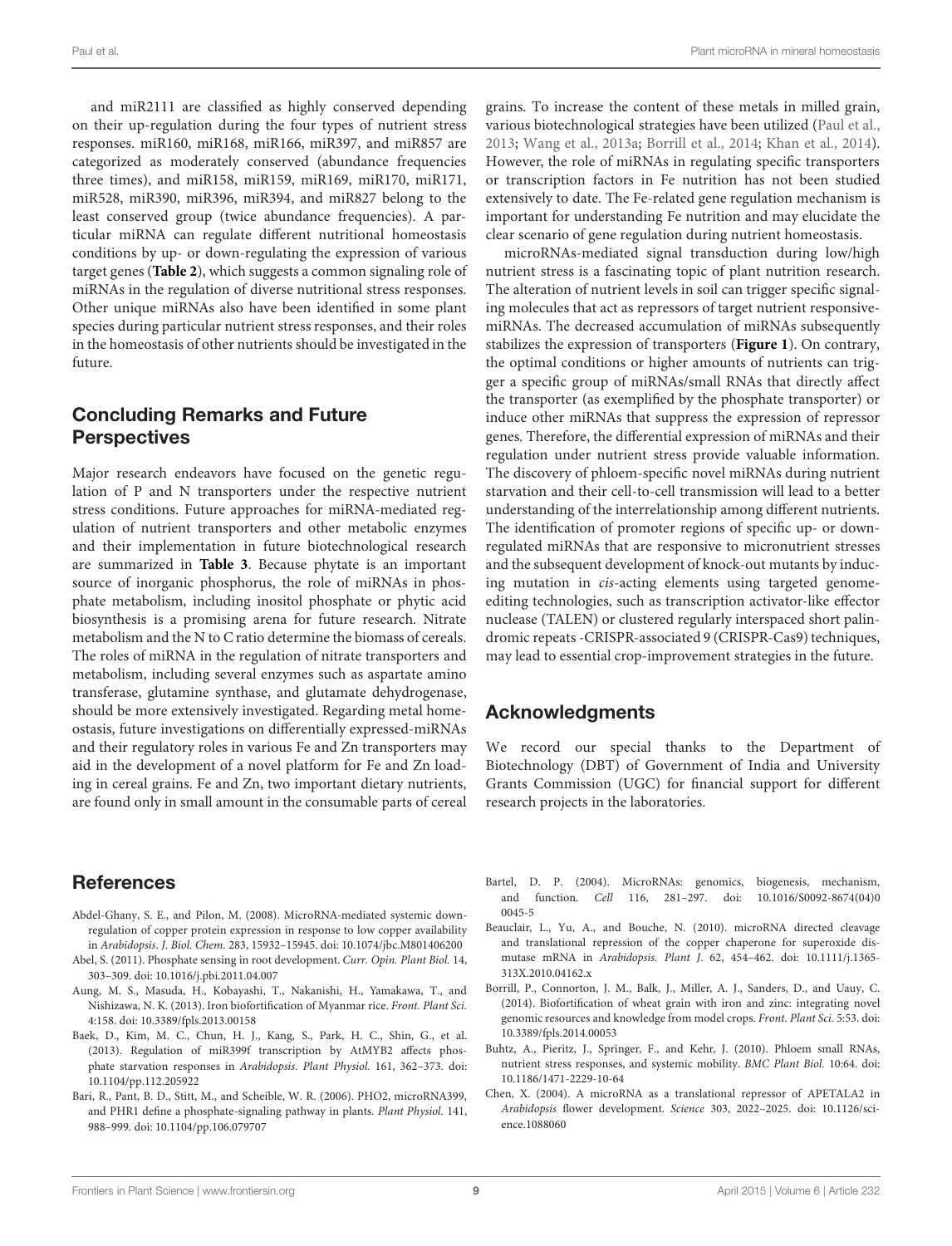and miR2111 are classified as highly conserved depending on their up-regulation during the four types of nutrient stress responses. miR160, miR168, miR166, miR397, and miR857 are categorized as moderately conserved (abundance frequencies three times), and miR158, miR159, miR169, miR170, miR171, miR528, miR390, miR396, miR394, and miR827 belong to the least conserved group (twice abundance frequencies). A particular miRNA can regulate different nutritional homeostasis conditions by up- or down-regulating the expression of various target genes (**Table 2**), which suggests a common signaling role of miRNAs in the regulation of diverse nutritional stress responses. Other unique miRNAs also have been identified in some plant species during particular nutrient stress responses, and their roles in the homeostasis of other nutrients should be investigated in the future.

## Concluding Remarks and Future Perspectives

Major research endeavors have focused on the genetic regulation of P and N transporters under the respective nutrient stress conditions. Future approaches for miRNA-mediated regulation of nutrient transporters and other metabolic enzymes and their implementation in future biotechnological research are summarized in **Table 3**. Because phytate is an important source of inorganic phosphorus, the role of miRNAs in phosphate metabolism, including inositol phosphate or phytic acid biosynthesis is a promising arena for future research. Nitrate metabolism and the N to C ratio determine the biomass of cereals. The roles of miRNA in the regulation of nitrate transporters and metabolism, including several enzymes such as aspartate amino transferase, glutamine synthase, and glutamate dehydrogenase, should be more extensively investigated. Regarding metal homeostasis, future investigations on differentially expressed-miRNAs and their regulatory roles in various Fe and Zn transporters may aid in the development of a novel platform for Fe and Zn loading in cereal grains. Fe and Zn, two important dietary nutrients, are found only in small amount in the consumable parts of cereal grains. To increase the content of these metals in milled grain, various biotechnological strategies have been utilized (Paul et al., 2013; Wang et al., 2013a; Borrill et al., 2014; Khan et al., 2014). However, the role of miRNAs in regulating specific transporters or transcription factors in Fe nutrition has not been studied extensively to date. The Fe-related gene regulation mechanism is important for understanding Fe nutrition and may elucidate the clear scenario of gene regulation during nutrient homeostasis.

microRNAs-mediated signal transduction during low/high nutrient stress is a fascinating topic of plant nutrition research. The alteration of nutrient levels in soil can trigger specific signaling molecules that act as repressors of target nutrient responsive-miRNAs. The decreased accumulation of miRNAs subsequently stabilizes the expression of transporters (**Figure 1**). On contrary, the optimal conditions or higher amounts of nutrients can trigger a specific group of miRNAs/small RNAs that directly affect the transporter (as exemplified by the phosphate transporter) or induce other miRNAs that suppress the expression of repressor genes. Therefore, the differential expression of miRNAs and their regulation under nutrient stress provide valuable information. The discovery of phloem-specific novel miRNAs during nutrient starvation and their cell-to-cell transmission will lead to a better understanding of the interrelationship among different nutrients. The identification of promoter regions of specific up- or down-regulated miRNAs that are responsive to micronutrient stresses and the subsequent development of knock-out mutants by inducing mutation in *cis*-acting elements using targeted genome-editing technologies, such as transcription activator-like effector nuclease (TALEN) or clustered regularly interspaced short palindromic repeats -CRISPR-associated 9 (CRISPR-Cas9) techniques, may lead to essential crop-improvement strategies in the future.

## Acknowledgments

We record our special thanks to the Department of Biotechnology (DBT) of Government of India and University Grants Commission (UGC) for financial support for different research projects in the laboratories.

## References

Abdel-Ghany, S. E., and Pilon, M. (2008). MicroRNA-mediated systemic down-regulation of copper protein expression in response to low copper availability in *Arabidopsis*. *J. Biol. Chem.* 283, 15932–15945. doi: 10.1074/jbc.M801406200

Abel, S. (2011). Phosphate sensing in root development. *Curr. Opin. Plant Biol.* 14, 303–309. doi: 10.1016/j.pbi.2011.04.007

Aung, M. S., Masuda, H., Kobayashi, T., Nakanishi, H., Yamakawa, T., and Nishizawa, N. K. (2013). Iron biofortification of Myanmar rice. *Front. Plant Sci.* 4:158. doi: 10.3389/fpls.2013.00158

Baek, D., Kim, M. C., Chun, H. J., Kang, S., Park, H. C., Shin, G., et al. (2013). Regulation of miR399f transcription by AtMYB2 affects phosphate starvation responses in *Arabidopsis*. *Plant Physiol.* 161, 362–373. doi: 10.1104/pp.112.205922

Bari, R., Pant, B. D., Stitt, M., and Scheible, W. R. (2006). PHO2, microRNA399, and PHR1 define a phosphate-signaling pathway in plants. *Plant Physiol.* 141, 988–999. doi: 10.1104/pp.106.079707

Bartel, D. P. (2004). MicroRNAs: genomics, biogenesis, mechanism, and function. *Cell* 116, 281–297. doi: 10.1016/S0092-8674(04)00045-5

Beauclair, L., Yu, A., and Bouche, N. (2010). microRNA directed cleavage and translational repression of the copper chaperone for superoxide dismutase mRNA in *Arabidopsis*. *Plant J.* 62, 454–462. doi: 10.1111/j.1365-313X.2010.04162.x

Borrill, P., Connorton, J. M., Balk, J., Miller, A. J., Sanders, D., and Uauy, C. (2014). Biofortification of wheat grain with iron and zinc: integrating novel genomic resources and knowledge from model crops. *Front. Plant Sci.* 5:53. doi: 10.3389/fpls.2014.00053

Buhtz, A., Pieritz, J., Springer, F., and Kehr, J. (2010). Phloem small RNAs, nutrient stress responses, and systemic mobility. *BMC Plant Biol.* 10:64. doi: 10.1186/1471-2229-10-64

Chen, X. (2004). A microRNA as a translational repressor of APETALA2 in *Arabidopsis* flower development. *Science* 303, 2022–2025. doi: 10.1126/science.1088060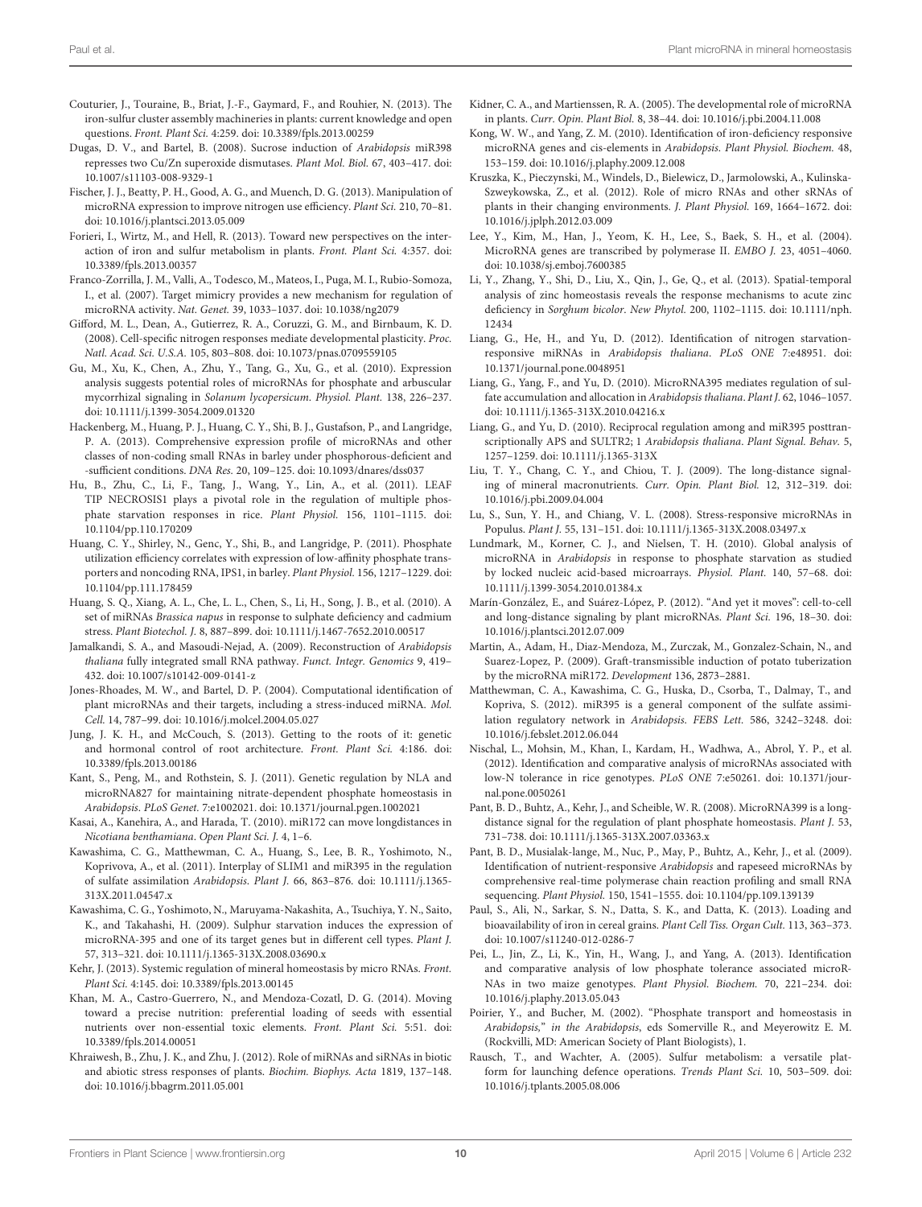Couturier, J., Touraine, B., Briat, J.-F., Gaymard, F., and Rouhier, N. (2013). The iron-sulfur cluster assembly machineries in plants: current knowledge and open questions. *Front. Plant Sci.* 4:259. doi: 10.3389/fpls.2013.00259

Dugas, D. V., and Bartel, B. (2008). Sucrose induction of *Arabidopsis* miR398 represses two Cu/Zn superoxide dismutases. *Plant Mol. Biol.* 67, 403–417. doi: 10.1007/s11103-008-9329-1

Fischer, J. J., Beatty, P. H., Good, A. G., and Muench, D. G. (2013). Manipulation of microRNA expression to improve nitrogen use efficiency. *Plant Sci.* 210, 70–81. doi: 10.1016/j.plantsci.2013.05.009

Forieri, I., Wirtz, M., and Hell, R. (2013). Toward new perspectives on the interaction of iron and sulfur metabolism in plants. *Front. Plant Sci.* 4:357. doi: 10.3389/fpls.2013.00357

Franco-Zorrilla, J. M., Valli, A., Todesco, M., Mateos, I., Puga, M. I., Rubio-Somoza, I., et al. (2007). Target mimicry provides a new mechanism for regulation of microRNA activity. *Nat. Genet.* 39, 1033–1037. doi: 10.1038/ng2079

Gifford, M. L., Dean, A., Gutierrez, R. A., Coruzzi, G. M., and Birnbaum, K. D. (2008). Cell-specific nitrogen responses mediate developmental plasticity. *Proc. Natl. Acad. Sci. U.S.A.* 105, 803–808. doi: 10.1073/pnas.0709559105

Gu, M., Xu, K., Chen, A., Zhu, Y., Tang, G., Xu, G., et al. (2010). Expression analysis suggests potential roles of microRNAs for phosphate and arbuscular mycorrhizal signaling in *Solanum lycopersicum*. *Physiol. Plant.* 138, 226–237. doi: 10.1111/j.1399-3054.2009.01320

Hackenberg, M., Huang, P. J., Huang, C. Y., Shi, B. J., Gustafson, P., and Langridge, P. A. (2013). Comprehensive expression profile of microRNAs and other classes of non-coding small RNAs in barley under phosphorous-deficient and -sufficient conditions. *DNA Res.* 20, 109–125. doi: 10.1093/dnares/dss037

Hu, B., Zhu, C., Li, F., Tang, J., Wang, Y., Lin, A., et al. (2011). LEAF TIP NECROSIS1 plays a pivotal role in the regulation of multiple phosphate starvation responses in rice. *Plant Physiol.* 156, 1101–1115. doi: 10.1104/pp.110.170209

Huang, C. Y., Shirley, N., Genc, Y., Shi, B., and Langridge, P. (2011). Phosphate utilization efficiency correlates with expression of low-affinity phosphate transporters and noncoding RNA, IPS1, in barley. *Plant Physiol.* 156, 1217–1229. doi: 10.1104/pp.111.178459

Huang, S. Q., Xiang, A. L., Che, L. L., Chen, S., Li, H., Song, J. B., et al. (2010). A set of miRNAs *Brassica napus* in response to sulphate deficiency and cadmium stress. *Plant Biotechol. J.* 8, 887–899. doi: 10.1111/j.1467-7652.2010.00517

Jamalkandi, S. A., and Masoudi-Nejad, A. (2009). Reconstruction of *Arabidopsis thaliana* fully integrated small RNA pathway. *Funct. Integr. Genomics* 9, 419–432. doi: 10.1007/s10142-009-0141-z

Jones-Rhoades, M. W., and Bartel, D. P. (2004). Computational identification of plant microRNAs and their targets, including a stress-induced miRNA. *Mol. Cell.* 14, 787–99. doi: 10.1016/j.molcel.2004.05.027

Jung, J. K. H., and McCouch, S. (2013). Getting to the roots of it: genetic and hormonal control of root architecture. *Front. Plant Sci.* 4:186. doi: 10.3389/fpls.2013.00186

Kant, S., Peng, M., and Rothstein, S. J. (2011). Genetic regulation by NLA and microRNA827 for maintaining nitrate-dependent phosphate homeostasis in *Arabidopsis*. *PLoS Genet.* 7:e1002021. doi: 10.1371/journal.pgen.1002021

Kasai, A., Kanehira, A., and Harada, T. (2010). miR172 can move longdistances in *Nicotiana benthamiana*. *Open Plant Sci. J.* 4, 1–6.

Kawashima, C. G., Matthewman, C. A., Huang, S., Lee, B. R., Yoshimoto, N., Koprivova, A., et al. (2011). Interplay of SLIM1 and miR395 in the regulation of sulfate assimilation *Arabidopsis*. *Plant J.* 66, 863–876. doi: 10.1111/j.1365-313X.2011.04547.x

Kawashima, C. G., Yoshimoto, N., Maruyama-Nakashita, A., Tsuchiya, Y. N., Saito, K., and Takahashi, H. (2009). Sulphur starvation induces the expression of microRNA-395 and one of its target genes but in different cell types. *Plant J.* 57, 313–321. doi: 10.1111/j.1365-313X.2008.03690.x

Kehr, J. (2013). Systemic regulation of mineral homeostasis by micro RNAs. *Front. Plant Sci.* 4:145. doi: 10.3389/fpls.2013.00145

Khan, M. A., Castro-Guerrero, N., and Mendoza-Cozatl, D. G. (2014). Moving toward a precise nutrition: preferential loading of seeds with essential nutrients over non-essential toxic elements. *Front. Plant Sci.* 5:51. doi: 10.3389/fpls.2014.00051

Khraiwesh, B., Zhu, J. K., and Zhu, J. (2012). Role of miRNAs and siRNAs in biotic and abiotic stress responses of plants. *Biochim. Biophys. Acta* 1819, 137–148. doi: 10.1016/j.bbagrm.2011.05.001

Kidner, C. A., and Martienssen, R. A. (2005). The developmental role of microRNA in plants. *Curr. Opin. Plant Biol.* 8, 38–44. doi: 10.1016/j.pbi.2004.11.008

Kong, W. W., and Yang, Z. M. (2010). Identification of iron-deficiency responsive microRNA genes and cis-elements in *Arabidopsis*. *Plant Physiol. Biochem.* 48, 153–159. doi: 10.1016/j.plaphy.2009.12.008

Kruszka, K., Pieczynski, M., Windels, D., Bielewicz, D., Jarmolowski, A., Kulinska-Szweykowska, Z., et al. (2012). Role of micro RNAs and other sRNAs of plants in their changing environments. *J. Plant Physiol.* 169, 1664–1672. doi: 10.1016/j.jplph.2012.03.009

Lee, Y., Kim, M., Han, J., Yeom, K. H., Lee, S., Baek, S. H., et al. (2004). MicroRNA genes are transcribed by polymerase II. *EMBO J.* 23, 4051–4060. doi: 10.1038/sj.emboj.7600385

Li, Y., Zhang, Y., Shi, D., Liu, X., Qin, J., Ge, Q., et al. (2013). Spatial-temporal analysis of zinc homeostasis reveals the response mechanisms to acute zinc deficiency in *Sorghum bicolor*. *New Phytol.* 200, 1102–1115. doi: 10.1111/nph.12434

Liang, G., He, H., and Yu, D. (2012). Identification of nitrogen starvation-responsive miRNAs in *Arabidopsis thaliana*. *PLoS ONE* 7:e48951. doi: 10.1371/journal.pone.0048951

Liang, G., Yang, F., and Yu, D. (2010). MicroRNA395 mediates regulation of sulfate accumulation and allocation in *Arabidopsis thaliana*. *Plant J.* 62, 1046–1057. doi: 10.1111/j.1365-313X.2010.04216.x

Liang, G., and Yu, D. (2010). Reciprocal regulation among and miR395 posttranscriptionally APS and SULTR2; 1 *Arabidopsis thaliana*. *Plant Signal. Behav.* 5, 1257–1259. doi: 10.1111/j.1365-313X

Liu, T. Y., Chang, C. Y., and Chiou, T. J. (2009). The long-distance signaling of mineral macronutrients. *Curr. Opin. Plant Biol.* 12, 312–319. doi: 10.1016/j.pbi.2009.04.004

Lu, S., Sun, Y. H., and Chiang, V. L. (2008). Stress-responsive microRNAs in Populus. *Plant J.* 55, 131–151. doi: 10.1111/j.1365-313X.2008.03497.x

Lundmark, M., Korner, C. J., and Nielsen, T. H. (2010). Global analysis of microRNA in *Arabidopsis* in response to phosphate starvation as studied by locked nucleic acid-based microarrays. *Physiol. Plant.* 140, 57–68. doi: 10.1111/j.1399-3054.2010.01384.x

Marín-González, E., and Suárez-López, P. (2012). "And yet it moves": cell-to-cell and long-distance signaling by plant microRNAs. *Plant Sci.* 196, 18–30. doi: 10.1016/j.plantsci.2012.07.009

Martin, A., Adam, H., Diaz-Mendoza, M., Zurczak, M., Gonzalez-Schain, N., and Suarez-Lopez, P. (2009). Graft-transmissible induction of potato tuberization by the microRNA miR172. *Development* 136, 2873–2881.

Matthewman, C. A., Kawashima, C. G., Huska, D., Csorba, T., Dalmay, T., and Kopriva, S. (2012). miR395 is a general component of the sulfate assimilation regulatory network in *Arabidopsis*. *FEBS Lett.* 586, 3242–3248. doi: 10.1016/j.febslet.2012.06.044

Nischal, L., Mohsin, M., Khan, I., Kardam, H., Wadhwa, A., Abrol, Y. P., et al. (2012). Identification and comparative analysis of microRNAs associated with low-N tolerance in rice genotypes. *PLoS ONE* 7:e50261. doi: 10.1371/journal.pone.0050261

Pant, B. D., Buhtz, A., Kehr, J., and Scheible, W. R. (2008). MicroRNA399 is a long-distance signal for the regulation of plant phosphate homeostasis. *Plant J.* 53, 731–738. doi: 10.1111/j.1365-313X.2007.03363.x

Pant, B. D., Musialak-lange, M., Nuc, P., May, P., Buhtz, A., Kehr, J., et al. (2009). Identification of nutrient-responsive *Arabidopsis* and rapeseed microRNAs by comprehensive real-time polymerase chain reaction profiling and small RNA sequencing. *Plant Physiol.* 150, 1541–1555. doi: 10.1104/pp.109.139139

Paul, S., Ali, N., Sarkar, S. N., Datta, S. K., and Datta, K. (2013). Loading and bioavailability of iron in cereal grains. *Plant Cell Tiss. Organ Cult.* 113, 363–373. doi: 10.1007/s11240-012-0286-7

Pei, L., Jin, Z., Li, K., Yin, H., Wang, J., and Yang, A. (2013). Identification and comparative analysis of low phosphate tolerance associated microRNAs in two maize genotypes. *Plant Physiol. Biochem.* 70, 221–234. doi: 10.1016/j.plaphy.2013.05.043

Poirier, Y., and Bucher, M. (2002). "Phosphate transport and homeostasis in *Arabidopsis*," *in the Arabidopsis*, eds Somerville R., and Meyerowitz E. M. (Rockvilli, MD: American Society of Plant Biologists), 1.

Rausch, T., and Wachter, A. (2005). Sulfur metabolism: a versatile platform for launching defence operations. *Trends Plant Sci.* 10, 503–509. doi: 10.1016/j.tplants.2005.08.006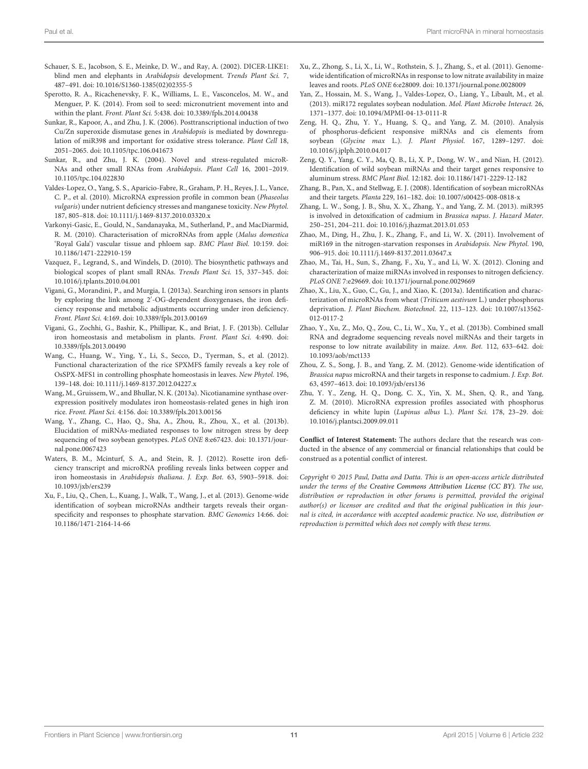Schauer, S. E., Jacobson, S. E., Meinke, D. W., and Ray, A. (2002). DICER-LIKE1: blind men and elephants in *Arabidopsis* development. *Trends Plant Sci.* 7, 487–491. doi: 10.1016/S1360-1385(02)02355-5

Sperotto, R. A., Ricachenevsky, F. K., Williams, L. E., Vasconcelos, M. W., and Menguer, P. K. (2014). From soil to seed: micronutrient movement into and within the plant. *Front. Plant Sci.* 5:438. doi: 10.3389/fpls.2014.00438

Sunkar, R., Kapoor, A., and Zhu, J. K. (2006). Posttranscriptional induction of two Cu/Zn superoxide dismutase genes in *Arabidopsis* is mediated by downregulation of miR398 and important for oxidative stress tolerance. *Plant Cell* 18, 2051–2065. doi: 10.1105/tpc.106.041673

Sunkar, R., and Zhu, J. K. (2004). Novel and stress-regulated microRNAs and other small RNAs from *Arabidopsis*. *Plant Cell* 16, 2001–2019. 10.1105/tpc.104.022830

Valdes-Lopez, O., Yang, S. S., Aparicio-Fabre, R., Graham, P. H., Reyes, J. L., Vance, C. P., et al. (2010). MicroRNA expression profile in common bean (*Phaseolus vulgaris*) under nutrient deficiency stresses and manganese toxicity. *New Phytol.* 187, 805–818. doi: 10.1111/j.1469-8137.2010.03320.x

Varkonyi-Gasic, E., Gould, N., Sandanayaka, M., Sutherland, P., and MacDiarmid, R. M. (2010). Characterisation of microRNAs from apple (*Malus domestica* 'Royal Gala') vascular tissue and phloem sap. *BMC Plant Biol.* 10:159. doi: 10.1186/1471-222910-159

Vazquez, F., Legrand, S., and Windels, D. (2010). The biosynthetic pathways and biological scopes of plant small RNAs. *Trends Plant Sci.* 15, 337–345. doi: 10.1016/j.tplants.2010.04.001

Vigani, G., Morandini, P., and Murgia, I. (2013a). Searching iron sensors in plants by exploring the link among 2′-OG-dependent dioxygenases, the iron deficiency response and metabolic adjustments occurring under iron deficiency. *Front. Plant Sci.* 4:169. doi: 10.3389/fpls.2013.00169

Vigani, G., Zochhi, G., Bashir, K., Phillipar, K., and Briat, J. F. (2013b). Cellular iron homeostasis and metabolism in plants. *Front. Plant Sci.* 4:490. doi: 10.3389/fpls.2013.00490

Wang, C., Huang, W., Ying, Y., Li, S., Secco, D., Tyerman, S., et al. (2012). Functional characterization of the rice SPXMFS family reveals a key role of OsSPX-MFS1 in controlling phosphate homeostasis in leaves. *New Phytol.* 196, 139–148. doi: 10.1111/j.1469-8137.2012.04227.x

Wang, M., Gruissem, W., and Bhullar, N. K. (2013a). Nicotianamine synthase overexpression positively modulates iron homeostasis-related genes in high iron rice. *Front. Plant Sci.* 4:156. doi: 10.3389/fpls.2013.00156

Wang, Y., Zhang, C., Hao, Q., Sha, A., Zhou, R., Zhou, X., et al. (2013b). Elucidation of miRNAs-mediated responses to low nitrogen stress by deep sequencing of two soybean genotypes. *PLoS ONE* 8:e67423. doi: 10.1371/journal.pone.0067423

Waters, B. M., Mcinturf, S. A., and Stein, R. J. (2012). Rosette iron deficiency transcript and microRNA profiling reveals links between copper and iron homeostasis in *Arabidopsis thaliana*. *J. Exp. Bot.* 63, 5903–5918. doi: 10.1093/jxb/ers239

Xu, F., Liu, Q., Chen, L., Kuang, J., Walk, T., Wang, J., et al. (2013). Genome-wide identification of soybean microRNAs andtheir targets reveals their organ-specificity and responses to phosphate starvation. *BMC Genomics* 14:66. doi: 10.1186/1471-2164-14-66

Xu, Z., Zhong, S., Li, X., Li, W., Rothstein, S. J., Zhang, S., et al. (2011). Genome-wide identification of microRNAs in response to low nitrate availability in maize leaves and roots. *PLoS ONE* 6:e28009. doi: 10.1371/journal.pone.0028009

Yan, Z., Hossain, M. S., Wang, J., Valdes-Lopez, O., Liang, Y., Libault, M., et al. (2013). miR172 regulates soybean nodulation. *Mol. Plant Microbe Interact.* 26, 1371–1377. doi: 10.1094/MPMI-04-13-0111-R

Zeng, H. Q., Zhu, Y. Y., Huang, S. Q., and Yang, Z. M. (2010). Analysis of phosphorus-deficient responsive miRNAs and cis elements from soybean (*Glycine max* L.). *J. Plant Physiol.* 167, 1289–1297. doi: 10.1016/j.jplph.2010.04.017

Zeng, Q. Y., Yang, C. Y., Ma, Q. B., Li, X. P., Dong, W. W., and Nian, H. (2012). Identification of wild soybean miRNAs and their target genes responsive to aluminum stress. *BMC Plant Biol.* 12:182. doi: 10.1186/1471-2229-12-182

Zhang, B., Pan, X., and Stellwag, E. J. (2008). Identification of soybean microRNAs and their targets. *Planta* 229, 161–182. doi: 10.1007/s00425-008-0818-x

Zhang, L. W., Song, J. B., Shu, X. X., Zhang, Y., and Yang, Z. M. (2013). miR395 is involved in detoxification of cadmium in *Brassica napus*. *J. Hazard Mater.* 250–251, 204–211. doi: 10.1016/j.jhazmat.2013.01.053

Zhao, M., Ding, H., Zhu, J. K., Zhang, F., and Li, W. X. (2011). Involvement of miR169 in the nitrogen-starvation responses in *Arabidopsis*. *New Phytol.* 190, 906–915. doi: 10.1111/j.1469-8137.2011.03647.x

Zhao, M., Tai, H., Sun, S., Zhang, F., Xu, Y., and Li, W. X. (2012). Cloning and characterization of maize miRNAs involved in responses to nitrogen deficiency. *PLoS ONE* 7:e29669. doi: 10.1371/journal.pone.0029669

Zhao, X., Liu, X., Guo, C., Gu, J., and Xiao, K. (2013a). Identification and characterization of microRNAs from wheat (*Triticum aestivum* L.) under phosphorus deprivation. *J. Plant Biochem. Biotechnol.* 22, 113–123. doi: 10.1007/s13562-012-0117-2

Zhao, Y., Xu, Z., Mo, Q., Zou, C., Li, W., Xu, Y., et al. (2013b). Combined small RNA and degradome sequencing reveals novel miRNAs and their targets in response to low nitrate availability in maize. *Ann. Bot.* 112, 633–642. doi: 10.1093/aob/mct133

Zhou, Z. S., Song, J. B., and Yang, Z. M. (2012). Genome-wide identification of *Brassica napus* microRNA and their targets in response to cadmium. *J. Exp. Bot.* 63, 4597–4613. doi: 10.1093/jxb/ers136

Zhu, Y. Y., Zeng, H. Q., Dong, C. X., Yin, X. M., Shen, Q. R., and Yang, Z. M. (2010). MicroRNA expression profiles associated with phosphorus deficiency in white lupin (*Lupinus albus* L.). *Plant Sci.* 178, 23–29. doi: 10.1016/j.plantsci.2009.09.011

**Conflict of Interest Statement:** The authors declare that the research was conducted in the absence of any commercial or financial relationships that could be construed as a potential conflict of interest.

*Copyright © 2015 Paul, Datta and Datta. This is an open-access article distributed under the terms of the Creative Commons Attribution License (CC BY). The use, distribution or reproduction in other forums is permitted, provided the original author(s) or licensor are credited and that the original publication in this journal is cited, in accordance with accepted academic practice. No use, distribution or reproduction is permitted which does not comply with these terms.*